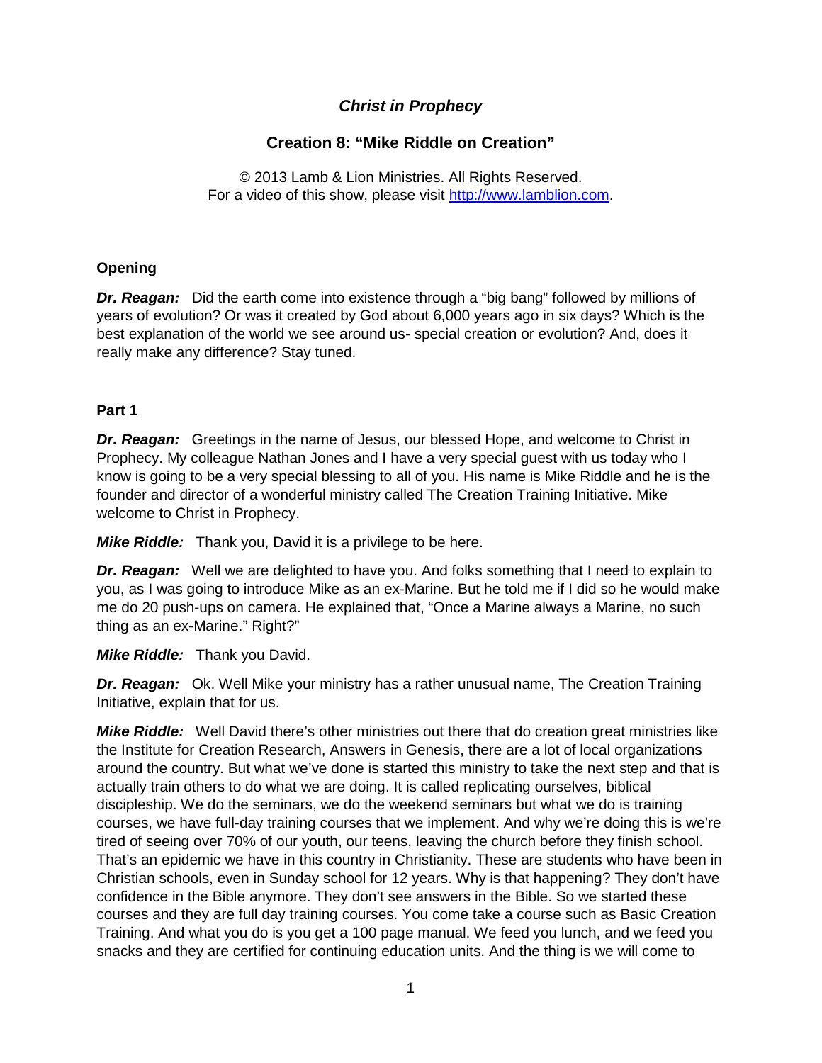# *Christ in Prophecy*

## Creation 8: "Mike Riddle on Creation"

© 2013 Lamb & Lion Ministries. All Rights Reserved.
For a video of this show, please visit http://www.lamblion.com.

### Opening

***Dr. Reagan:*** Did the earth come into existence through a "big bang" followed by millions of years of evolution? Or was it created by God about 6,000 years ago in six days? Which is the best explanation of the world we see around us- special creation or evolution? And, does it really make any difference? Stay tuned.

### Part 1

***Dr. Reagan:*** Greetings in the name of Jesus, our blessed Hope, and welcome to Christ in Prophecy. My colleague Nathan Jones and I have a very special guest with us today who I know is going to be a very special blessing to all of you. His name is Mike Riddle and he is the founder and director of a wonderful ministry called The Creation Training Initiative. Mike welcome to Christ in Prophecy.

***Mike Riddle:*** Thank you, David it is a privilege to be here.

***Dr. Reagan:*** Well we are delighted to have you. And folks something that I need to explain to you, as I was going to introduce Mike as an ex-Marine. But he told me if I did so he would make me do 20 push-ups on camera. He explained that, "Once a Marine always a Marine, no such thing as an ex-Marine." Right?"

***Mike Riddle:*** Thank you David.

***Dr. Reagan:*** Ok. Well Mike your ministry has a rather unusual name, The Creation Training Initiative, explain that for us.

***Mike Riddle:*** Well David there's other ministries out there that do creation great ministries like the Institute for Creation Research, Answers in Genesis, there are a lot of local organizations around the country. But what we've done is started this ministry to take the next step and that is actually train others to do what we are doing. It is called replicating ourselves, biblical discipleship. We do the seminars, we do the weekend seminars but what we do is training courses, we have full-day training courses that we implement. And why we're doing this is we're tired of seeing over 70% of our youth, our teens, leaving the church before they finish school. That's an epidemic we have in this country in Christianity. These are students who have been in Christian schools, even in Sunday school for 12 years. Why is that happening? They don't have confidence in the Bible anymore. They don't see answers in the Bible. So we started these courses and they are full day training courses. You come take a course such as Basic Creation Training. And what you do is you get a 100 page manual. We feed you lunch, and we feed you snacks and they are certified for continuing education units. And the thing is we will come to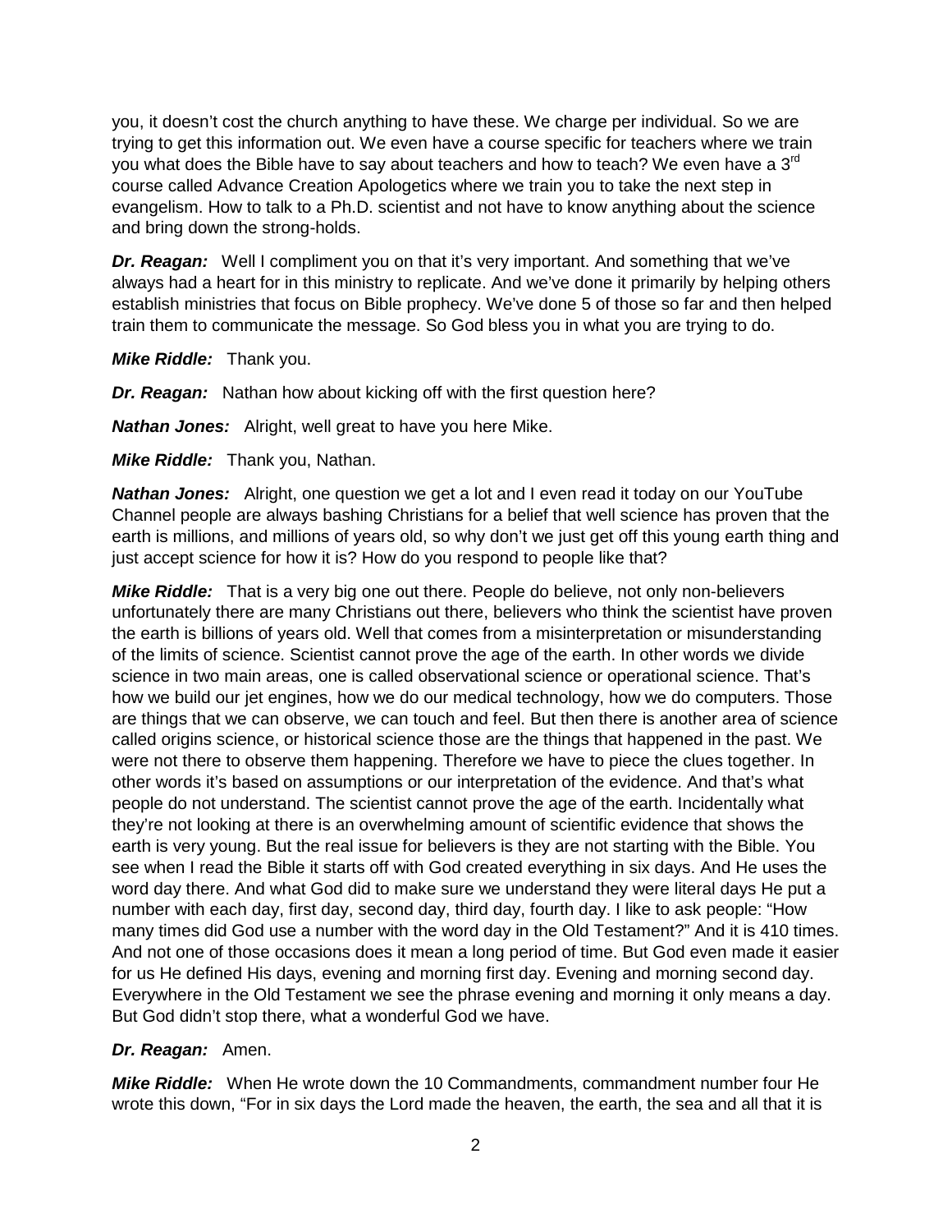you, it doesn't cost the church anything to have these. We charge per individual. So we are trying to get this information out. We even have a course specific for teachers where we train you what does the Bible have to say about teachers and how to teach? We even have a 3rd course called Advance Creation Apologetics where we train you to take the next step in evangelism. How to talk to a Ph.D. scientist and not have to know anything about the science and bring down the strong-holds.

***Dr. Reagan:*** Well I compliment you on that it's very important. And something that we've always had a heart for in this ministry to replicate. And we've done it primarily by helping others establish ministries that focus on Bible prophecy. We've done 5 of those so far and then helped train them to communicate the message. So God bless you in what you are trying to do.

***Mike Riddle:*** Thank you.

***Dr. Reagan:*** Nathan how about kicking off with the first question here?

***Nathan Jones:*** Alright, well great to have you here Mike.

***Mike Riddle:*** Thank you, Nathan.

***Nathan Jones:*** Alright, one question we get a lot and I even read it today on our YouTube Channel people are always bashing Christians for a belief that well science has proven that the earth is millions, and millions of years old, so why don't we just get off this young earth thing and just accept science for how it is? How do you respond to people like that?

***Mike Riddle:*** That is a very big one out there. People do believe, not only non-believers unfortunately there are many Christians out there, believers who think the scientist have proven the earth is billions of years old. Well that comes from a misinterpretation or misunderstanding of the limits of science. Scientist cannot prove the age of the earth. In other words we divide science in two main areas, one is called observational science or operational science. That's how we build our jet engines, how we do our medical technology, how we do computers. Those are things that we can observe, we can touch and feel. But then there is another area of science called origins science, or historical science those are the things that happened in the past. We were not there to observe them happening. Therefore we have to piece the clues together. In other words it's based on assumptions or our interpretation of the evidence. And that's what people do not understand. The scientist cannot prove the age of the earth. Incidentally what they're not looking at there is an overwhelming amount of scientific evidence that shows the earth is very young. But the real issue for believers is they are not starting with the Bible. You see when I read the Bible it starts off with God created everything in six days. And He uses the word day there. And what God did to make sure we understand they were literal days He put a number with each day, first day, second day, third day, fourth day. I like to ask people: "How many times did God use a number with the word day in the Old Testament?" And it is 410 times. And not one of those occasions does it mean a long period of time. But God even made it easier for us He defined His days, evening and morning first day. Evening and morning second day. Everywhere in the Old Testament we see the phrase evening and morning it only means a day. But God didn't stop there, what a wonderful God we have.

***Dr. Reagan:*** Amen.

***Mike Riddle:*** When He wrote down the 10 Commandments, commandment number four He wrote this down, "For in six days the Lord made the heaven, the earth, the sea and all that it is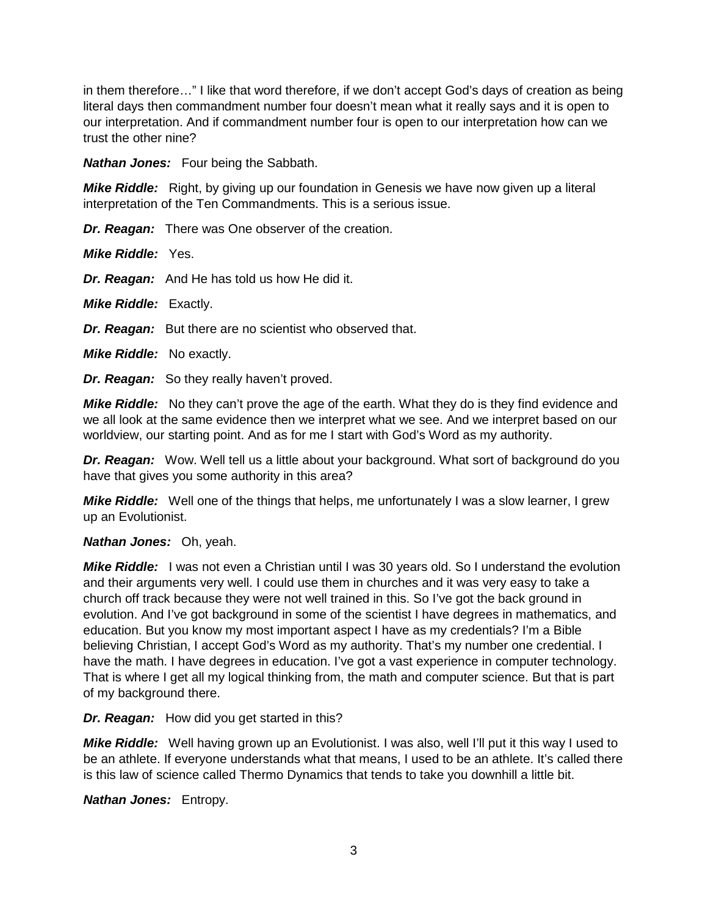in them therefore…" I like that word therefore, if we don't accept God's days of creation as being literal days then commandment number four doesn't mean what it really says and it is open to our interpretation. And if commandment number four is open to our interpretation how can we trust the other nine?

***Nathan Jones:*** Four being the Sabbath.

***Mike Riddle:*** Right, by giving up our foundation in Genesis we have now given up a literal interpretation of the Ten Commandments. This is a serious issue.

***Dr. Reagan:*** There was One observer of the creation.

***Mike Riddle:*** Yes.

***Dr. Reagan:*** And He has told us how He did it.

***Mike Riddle:*** Exactly.

***Dr. Reagan:*** But there are no scientist who observed that.

***Mike Riddle:*** No exactly.

***Dr. Reagan:*** So they really haven't proved.

***Mike Riddle:*** No they can't prove the age of the earth. What they do is they find evidence and we all look at the same evidence then we interpret what we see. And we interpret based on our worldview, our starting point. And as for me I start with God's Word as my authority.

***Dr. Reagan:*** Wow. Well tell us a little about your background. What sort of background do you have that gives you some authority in this area?

***Mike Riddle:*** Well one of the things that helps, me unfortunately I was a slow learner, I grew up an Evolutionist.

***Nathan Jones:*** Oh, yeah.

***Mike Riddle:*** I was not even a Christian until I was 30 years old. So I understand the evolution and their arguments very well. I could use them in churches and it was very easy to take a church off track because they were not well trained in this. So I've got the back ground in evolution. And I've got background in some of the scientist I have degrees in mathematics, and education. But you know my most important aspect I have as my credentials? I'm a Bible believing Christian, I accept God's Word as my authority. That's my number one credential. I have the math. I have degrees in education. I've got a vast experience in computer technology. That is where I get all my logical thinking from, the math and computer science. But that is part of my background there.

***Dr. Reagan:*** How did you get started in this?

***Mike Riddle:*** Well having grown up an Evolutionist. I was also, well I'll put it this way I used to be an athlete. If everyone understands what that means, I used to be an athlete. It's called there is this law of science called Thermo Dynamics that tends to take you downhill a little bit.

***Nathan Jones:*** Entropy.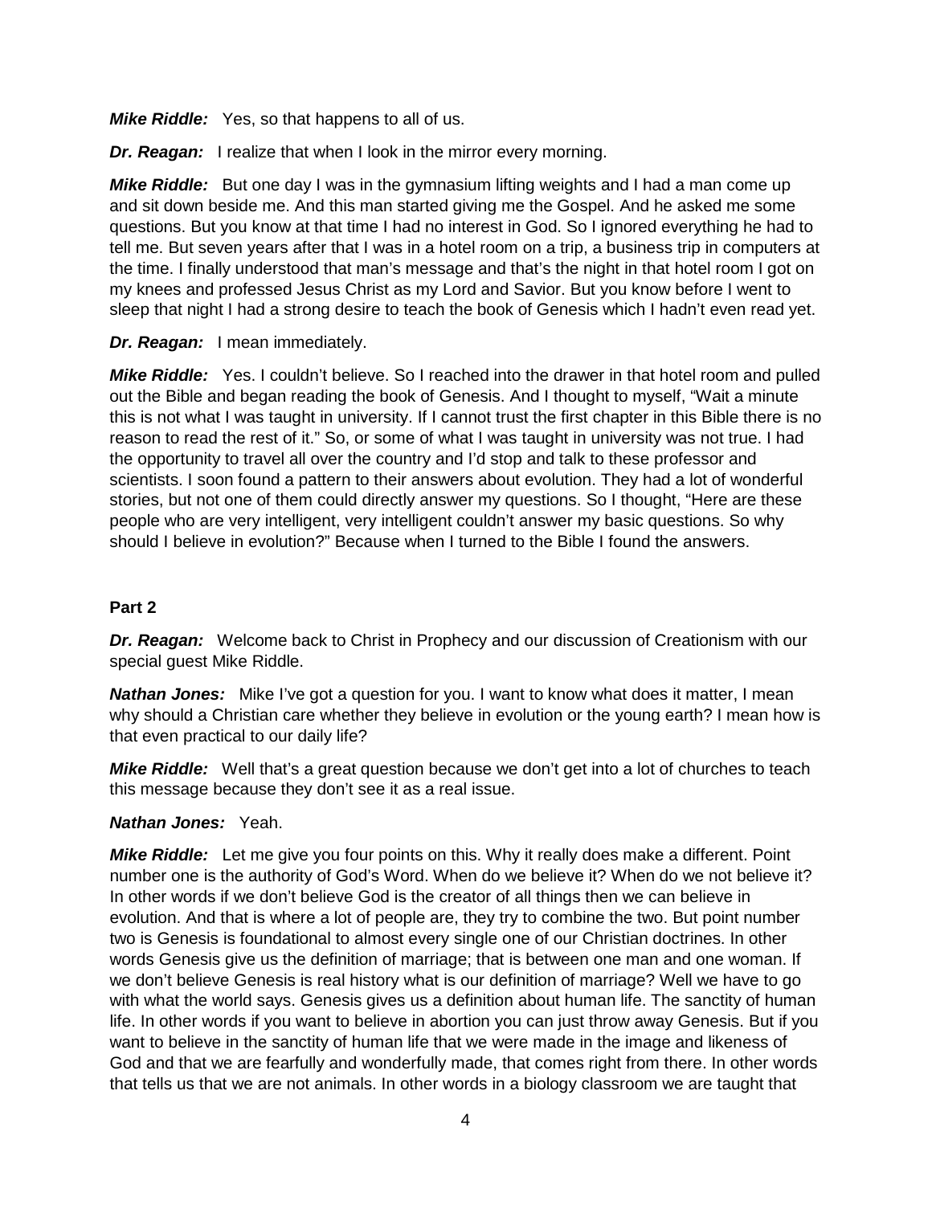***Mike Riddle:*** Yes, so that happens to all of us.

***Dr. Reagan:*** I realize that when I look in the mirror every morning.

***Mike Riddle:*** But one day I was in the gymnasium lifting weights and I had a man come up and sit down beside me. And this man started giving me the Gospel. And he asked me some questions. But you know at that time I had no interest in God. So I ignored everything he had to tell me. But seven years after that I was in a hotel room on a trip, a business trip in computers at the time. I finally understood that man's message and that's the night in that hotel room I got on my knees and professed Jesus Christ as my Lord and Savior. But you know before I went to sleep that night I had a strong desire to teach the book of Genesis which I hadn't even read yet.

***Dr. Reagan:*** I mean immediately.

***Mike Riddle:*** Yes. I couldn't believe. So I reached into the drawer in that hotel room and pulled out the Bible and began reading the book of Genesis. And I thought to myself, "Wait a minute this is not what I was taught in university. If I cannot trust the first chapter in this Bible there is no reason to read the rest of it." So, or some of what I was taught in university was not true. I had the opportunity to travel all over the country and I'd stop and talk to these professor and scientists. I soon found a pattern to their answers about evolution. They had a lot of wonderful stories, but not one of them could directly answer my questions. So I thought, "Here are these people who are very intelligent, very intelligent couldn't answer my basic questions. So why should I believe in evolution?" Because when I turned to the Bible I found the answers.

**Part 2**

***Dr. Reagan:*** Welcome back to Christ in Prophecy and our discussion of Creationism with our special guest Mike Riddle.

***Nathan Jones:*** Mike I've got a question for you. I want to know what does it matter, I mean why should a Christian care whether they believe in evolution or the young earth? I mean how is that even practical to our daily life?

***Mike Riddle:*** Well that's a great question because we don't get into a lot of churches to teach this message because they don't see it as a real issue.

***Nathan Jones:*** Yeah.

***Mike Riddle:*** Let me give you four points on this. Why it really does make a different. Point number one is the authority of God's Word. When do we believe it? When do we not believe it? In other words if we don't believe God is the creator of all things then we can believe in evolution. And that is where a lot of people are, they try to combine the two. But point number two is Genesis is foundational to almost every single one of our Christian doctrines. In other words Genesis give us the definition of marriage; that is between one man and one woman. If we don't believe Genesis is real history what is our definition of marriage? Well we have to go with what the world says. Genesis gives us a definition about human life. The sanctity of human life. In other words if you want to believe in abortion you can just throw away Genesis. But if you want to believe in the sanctity of human life that we were made in the image and likeness of God and that we are fearfully and wonderfully made, that comes right from there. In other words that tells us that we are not animals. In other words in a biology classroom we are taught that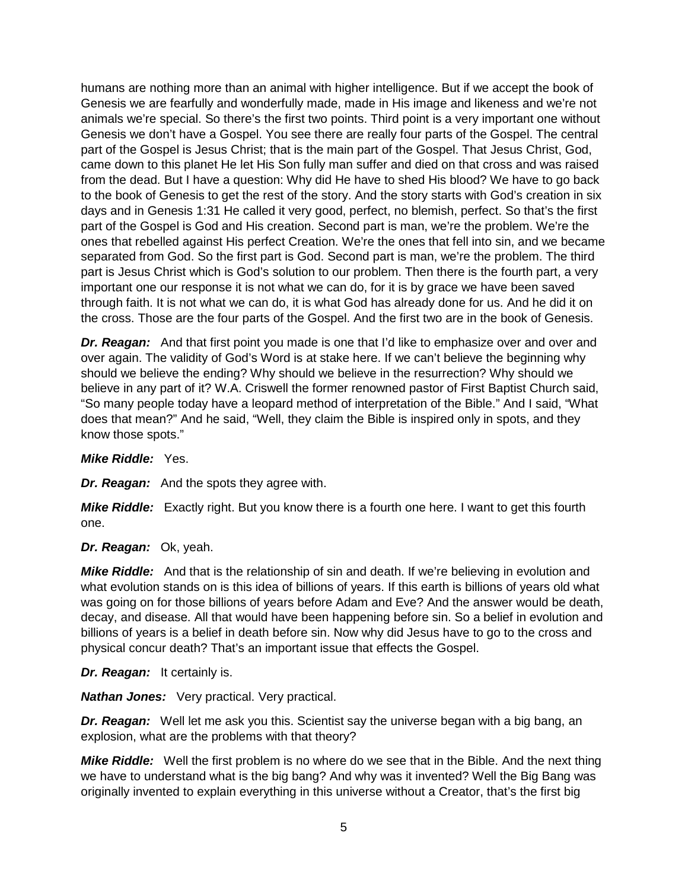humans are nothing more than an animal with higher intelligence. But if we accept the book of Genesis we are fearfully and wonderfully made, made in His image and likeness and we're not animals we're special. So there's the first two points. Third point is a very important one without Genesis we don't have a Gospel. You see there are really four parts of the Gospel. The central part of the Gospel is Jesus Christ; that is the main part of the Gospel. That Jesus Christ, God, came down to this planet He let His Son fully man suffer and died on that cross and was raised from the dead. But I have a question: Why did He have to shed His blood? We have to go back to the book of Genesis to get the rest of the story. And the story starts with God's creation in six days and in Genesis 1:31 He called it very good, perfect, no blemish, perfect. So that's the first part of the Gospel is God and His creation. Second part is man, we're the problem. We're the ones that rebelled against His perfect Creation. We're the ones that fell into sin, and we became separated from God. So the first part is God. Second part is man, we're the problem. The third part is Jesus Christ which is God's solution to our problem. Then there is the fourth part, a very important one our response it is not what we can do, for it is by grace we have been saved through faith. It is not what we can do, it is what God has already done for us. And he did it on the cross. Those are the four parts of the Gospel. And the first two are in the book of Genesis.

***Dr. Reagan:*** And that first point you made is one that I'd like to emphasize over and over and over again. The validity of God's Word is at stake here. If we can't believe the beginning why should we believe the ending? Why should we believe in the resurrection? Why should we believe in any part of it? W.A. Criswell the former renowned pastor of First Baptist Church said, "So many people today have a leopard method of interpretation of the Bible." And I said, "What does that mean?" And he said, "Well, they claim the Bible is inspired only in spots, and they know those spots."

***Mike Riddle:*** Yes.

***Dr. Reagan:*** And the spots they agree with.

***Mike Riddle:*** Exactly right. But you know there is a fourth one here. I want to get this fourth one.

***Dr. Reagan:*** Ok, yeah.

***Mike Riddle:*** And that is the relationship of sin and death. If we're believing in evolution and what evolution stands on is this idea of billions of years. If this earth is billions of years old what was going on for those billions of years before Adam and Eve? And the answer would be death, decay, and disease. All that would have been happening before sin. So a belief in evolution and billions of years is a belief in death before sin. Now why did Jesus have to go to the cross and physical concur death? That's an important issue that effects the Gospel.

***Dr. Reagan:*** It certainly is.

***Nathan Jones:*** Very practical. Very practical.

***Dr. Reagan:*** Well let me ask you this. Scientist say the universe began with a big bang, an explosion, what are the problems with that theory?

***Mike Riddle:*** Well the first problem is no where do we see that in the Bible. And the next thing we have to understand what is the big bang? And why was it invented? Well the Big Bang was originally invented to explain everything in this universe without a Creator, that's the first big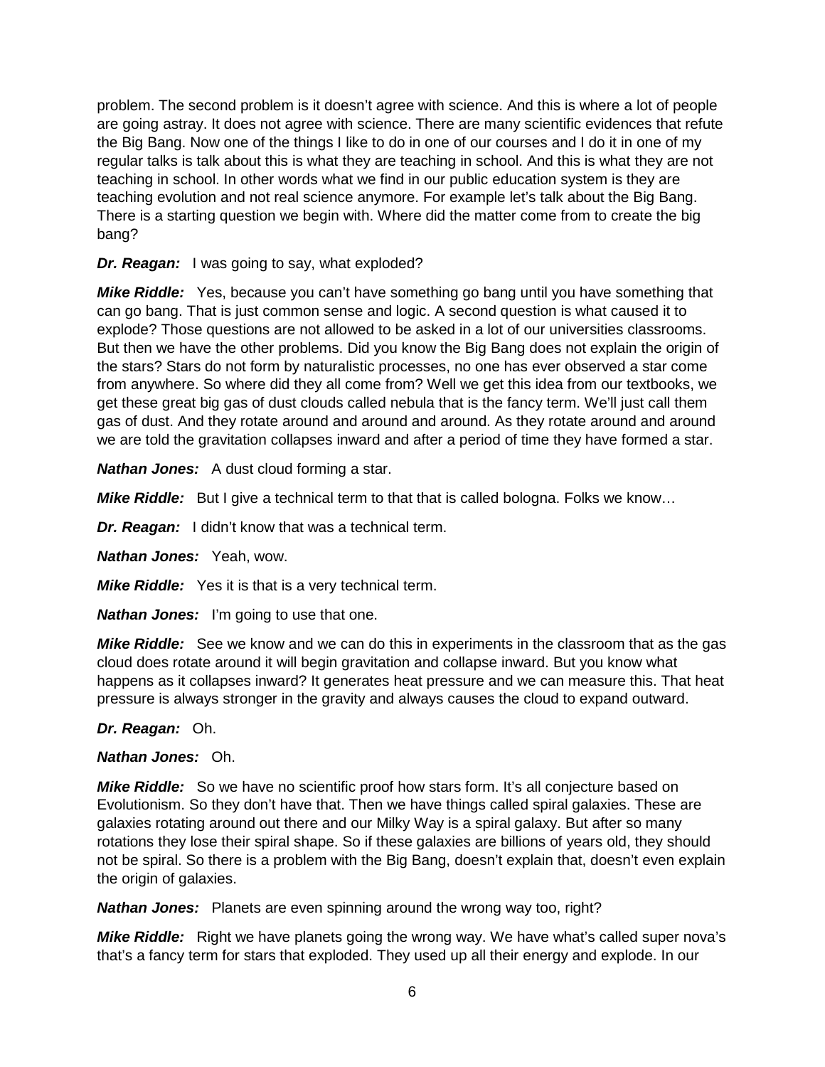problem. The second problem is it doesn't agree with science. And this is where a lot of people are going astray. It does not agree with science. There are many scientific evidences that refute the Big Bang. Now one of the things I like to do in one of our courses and I do it in one of my regular talks is talk about this is what they are teaching in school. And this is what they are not teaching in school. In other words what we find in our public education system is they are teaching evolution and not real science anymore. For example let's talk about the Big Bang. There is a starting question we begin with. Where did the matter come from to create the big bang?

***Dr. Reagan:*** I was going to say, what exploded?

***Mike Riddle:*** Yes, because you can't have something go bang until you have something that can go bang. That is just common sense and logic. A second question is what caused it to explode? Those questions are not allowed to be asked in a lot of our universities classrooms. But then we have the other problems. Did you know the Big Bang does not explain the origin of the stars? Stars do not form by naturalistic processes, no one has ever observed a star come from anywhere. So where did they all come from? Well we get this idea from our textbooks, we get these great big gas of dust clouds called nebula that is the fancy term. We'll just call them gas of dust. And they rotate around and around and around. As they rotate around and around we are told the gravitation collapses inward and after a period of time they have formed a star.

***Nathan Jones:*** A dust cloud forming a star.

***Mike Riddle:*** But I give a technical term to that that is called bologna. Folks we know…

***Dr. Reagan:*** I didn't know that was a technical term.

***Nathan Jones:*** Yeah, wow.

***Mike Riddle:*** Yes it is that is a very technical term.

***Nathan Jones:*** I'm going to use that one.

***Mike Riddle:*** See we know and we can do this in experiments in the classroom that as the gas cloud does rotate around it will begin gravitation and collapse inward. But you know what happens as it collapses inward? It generates heat pressure and we can measure this. That heat pressure is always stronger in the gravity and always causes the cloud to expand outward.

***Dr. Reagan:*** Oh.

***Nathan Jones:*** Oh.

***Mike Riddle:*** So we have no scientific proof how stars form. It's all conjecture based on Evolutionism. So they don't have that. Then we have things called spiral galaxies. These are galaxies rotating around out there and our Milky Way is a spiral galaxy. But after so many rotations they lose their spiral shape. So if these galaxies are billions of years old, they should not be spiral. So there is a problem with the Big Bang, doesn't explain that, doesn't even explain the origin of galaxies.

***Nathan Jones:*** Planets are even spinning around the wrong way too, right?

***Mike Riddle:*** Right we have planets going the wrong way. We have what's called super nova's that's a fancy term for stars that exploded. They used up all their energy and explode. In our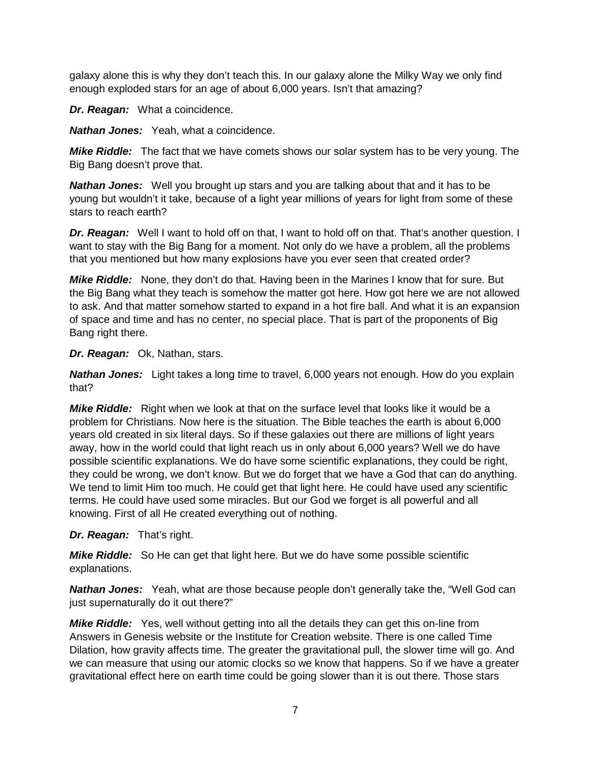galaxy alone this is why they don't teach this. In our galaxy alone the Milky Way we only find enough exploded stars for an age of about 6,000 years. Isn't that amazing?

***Dr. Reagan:*** What a coincidence.

***Nathan Jones:*** Yeah, what a coincidence.

***Mike Riddle:*** The fact that we have comets shows our solar system has to be very young. The Big Bang doesn't prove that.

***Nathan Jones:*** Well you brought up stars and you are talking about that and it has to be young but wouldn't it take, because of a light year millions of years for light from some of these stars to reach earth?

***Dr. Reagan:*** Well I want to hold off on that, I want to hold off on that. That's another question. I want to stay with the Big Bang for a moment. Not only do we have a problem, all the problems that you mentioned but how many explosions have you ever seen that created order?

***Mike Riddle:*** None, they don't do that. Having been in the Marines I know that for sure. But the Big Bang what they teach is somehow the matter got here. How got here we are not allowed to ask. And that matter somehow started to expand in a hot fire ball. And what it is an expansion of space and time and has no center, no special place. That is part of the proponents of Big Bang right there.

***Dr. Reagan:*** Ok, Nathan, stars.

***Nathan Jones:*** Light takes a long time to travel, 6,000 years not enough. How do you explain that?

***Mike Riddle:*** Right when we look at that on the surface level that looks like it would be a problem for Christians. Now here is the situation. The Bible teaches the earth is about 6,000 years old created in six literal days. So if these galaxies out there are millions of light years away, how in the world could that light reach us in only about 6,000 years? Well we do have possible scientific explanations. We do have some scientific explanations, they could be right, they could be wrong, we don't know. But we do forget that we have a God that can do anything. We tend to limit Him too much. He could get that light here. He could have used any scientific terms. He could have used some miracles. But our God we forget is all powerful and all knowing. First of all He created everything out of nothing.

***Dr. Reagan:*** That's right.

***Mike Riddle:*** So He can get that light here. But we do have some possible scientific explanations.

***Nathan Jones:*** Yeah, what are those because people don't generally take the, "Well God can just supernaturally do it out there?"

***Mike Riddle:*** Yes, well without getting into all the details they can get this on-line from Answers in Genesis website or the Institute for Creation website. There is one called Time Dilation, how gravity affects time. The greater the gravitational pull, the slower time will go. And we can measure that using our atomic clocks so we know that happens. So if we have a greater gravitational effect here on earth time could be going slower than it is out there. Those stars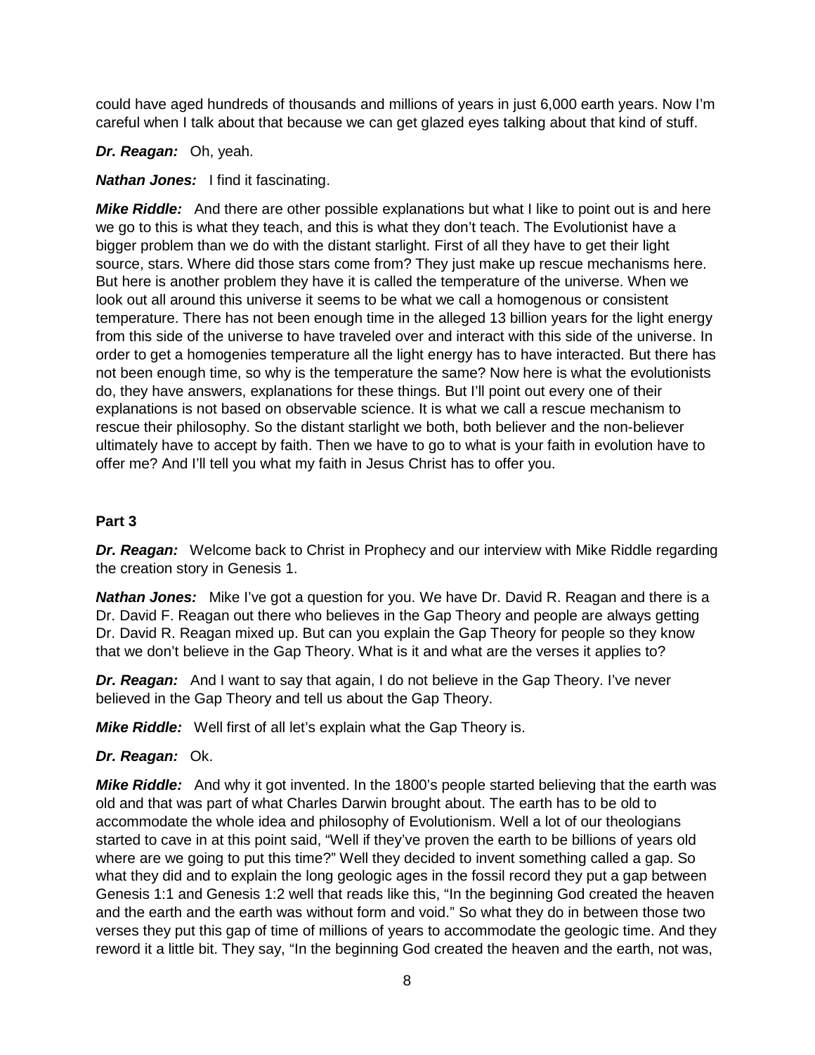could have aged hundreds of thousands and millions of years in just 6,000 earth years. Now I'm careful when I talk about that because we can get glazed eyes talking about that kind of stuff.

***Dr. Reagan:*** Oh, yeah.

***Nathan Jones:*** I find it fascinating.

***Mike Riddle:*** And there are other possible explanations but what I like to point out is and here we go to this is what they teach, and this is what they don't teach. The Evolutionist have a bigger problem than we do with the distant starlight. First of all they have to get their light source, stars. Where did those stars come from? They just make up rescue mechanisms here. But here is another problem they have it is called the temperature of the universe. When we look out all around this universe it seems to be what we call a homogenous or consistent temperature. There has not been enough time in the alleged 13 billion years for the light energy from this side of the universe to have traveled over and interact with this side of the universe. In order to get a homogenies temperature all the light energy has to have interacted. But there has not been enough time, so why is the temperature the same? Now here is what the evolutionists do, they have answers, explanations for these things. But I'll point out every one of their explanations is not based on observable science. It is what we call a rescue mechanism to rescue their philosophy. So the distant starlight we both, both believer and the non-believer ultimately have to accept by faith. Then we have to go to what is your faith in evolution have to offer me? And I'll tell you what my faith in Jesus Christ has to offer you.

**Part 3**

***Dr. Reagan:*** Welcome back to Christ in Prophecy and our interview with Mike Riddle regarding the creation story in Genesis 1.

***Nathan Jones:*** Mike I've got a question for you. We have Dr. David R. Reagan and there is a Dr. David F. Reagan out there who believes in the Gap Theory and people are always getting Dr. David R. Reagan mixed up. But can you explain the Gap Theory for people so they know that we don't believe in the Gap Theory. What is it and what are the verses it applies to?

***Dr. Reagan:*** And I want to say that again, I do not believe in the Gap Theory. I've never believed in the Gap Theory and tell us about the Gap Theory.

***Mike Riddle:*** Well first of all let's explain what the Gap Theory is.

***Dr. Reagan:*** Ok.

***Mike Riddle:*** And why it got invented. In the 1800's people started believing that the earth was old and that was part of what Charles Darwin brought about. The earth has to be old to accommodate the whole idea and philosophy of Evolutionism. Well a lot of our theologians started to cave in at this point said, "Well if they've proven the earth to be billions of years old where are we going to put this time?" Well they decided to invent something called a gap. So what they did and to explain the long geologic ages in the fossil record they put a gap between Genesis 1:1 and Genesis 1:2 well that reads like this, "In the beginning God created the heaven and the earth and the earth was without form and void." So what they do in between those two verses they put this gap of time of millions of years to accommodate the geologic time. And they reword it a little bit. They say, "In the beginning God created the heaven and the earth, not was,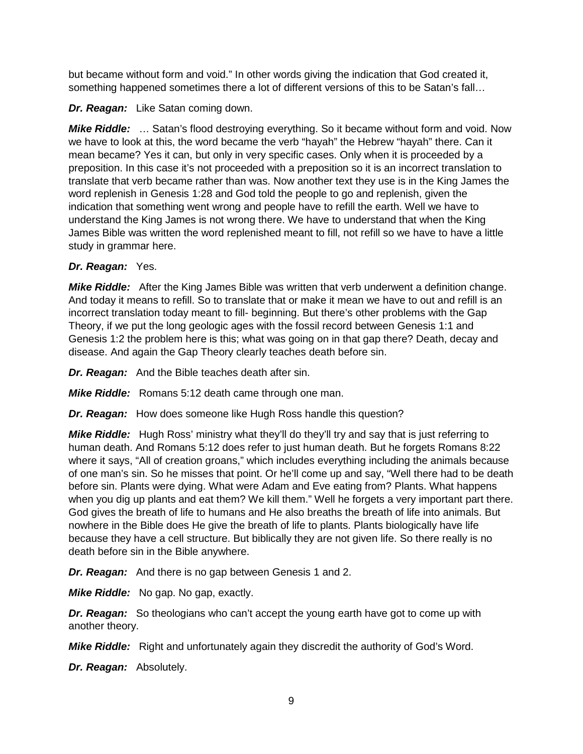but became without form and void." In other words giving the indication that God created it, something happened sometimes there a lot of different versions of this to be Satan's fall…

***Dr. Reagan:*** Like Satan coming down.

***Mike Riddle:*** … Satan's flood destroying everything. So it became without form and void. Now we have to look at this, the word became the verb "hayah" the Hebrew "hayah" there. Can it mean became? Yes it can, but only in very specific cases. Only when it is proceeded by a preposition. In this case it's not proceeded with a preposition so it is an incorrect translation to translate that verb became rather than was. Now another text they use is in the King James the word replenish in Genesis 1:28 and God told the people to go and replenish, given the indication that something went wrong and people have to refill the earth. Well we have to understand the King James is not wrong there. We have to understand that when the King James Bible was written the word replenished meant to fill, not refill so we have to have a little study in grammar here.

***Dr. Reagan:*** Yes.

***Mike Riddle:*** After the King James Bible was written that verb underwent a definition change. And today it means to refill. So to translate that or make it mean we have to out and refill is an incorrect translation today meant to fill- beginning. But there's other problems with the Gap Theory, if we put the long geologic ages with the fossil record between Genesis 1:1 and Genesis 1:2 the problem here is this; what was going on in that gap there? Death, decay and disease. And again the Gap Theory clearly teaches death before sin.

***Dr. Reagan:*** And the Bible teaches death after sin.

***Mike Riddle:*** Romans 5:12 death came through one man.

***Dr. Reagan:*** How does someone like Hugh Ross handle this question?

***Mike Riddle:*** Hugh Ross' ministry what they'll do they'll try and say that is just referring to human death. And Romans 5:12 does refer to just human death. But he forgets Romans 8:22 where it says, "All of creation groans," which includes everything including the animals because of one man's sin. So he misses that point. Or he'll come up and say, "Well there had to be death before sin. Plants were dying. What were Adam and Eve eating from? Plants. What happens when you dig up plants and eat them? We kill them." Well he forgets a very important part there. God gives the breath of life to humans and He also breaths the breath of life into animals. But nowhere in the Bible does He give the breath of life to plants. Plants biologically have life because they have a cell structure. But biblically they are not given life. So there really is no death before sin in the Bible anywhere.

***Dr. Reagan:*** And there is no gap between Genesis 1 and 2.

***Mike Riddle:*** No gap. No gap, exactly.

***Dr. Reagan:*** So theologians who can't accept the young earth have got to come up with another theory.

***Mike Riddle:*** Right and unfortunately again they discredit the authority of God's Word.

***Dr. Reagan:*** Absolutely.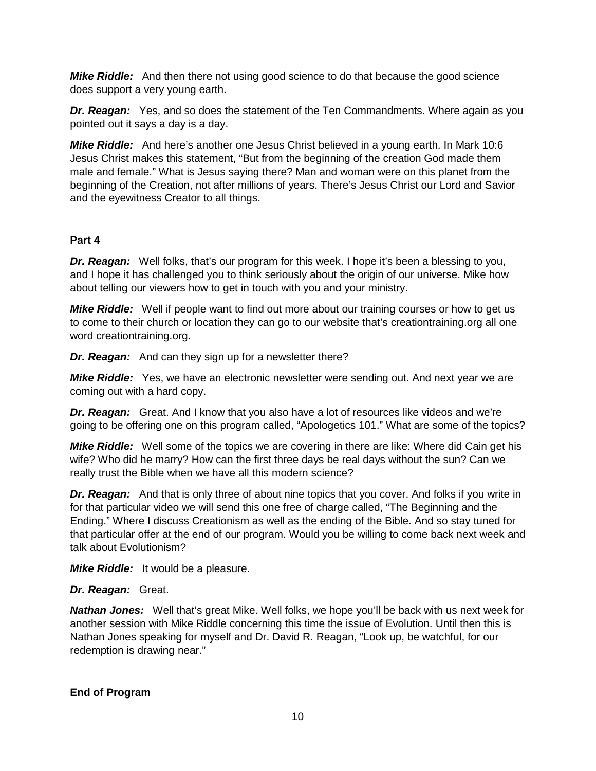***Mike Riddle:*** And then there not using good science to do that because the good science does support a very young earth.

***Dr. Reagan:*** Yes, and so does the statement of the Ten Commandments. Where again as you pointed out it says a day is a day.

***Mike Riddle:*** And here's another one Jesus Christ believed in a young earth. In Mark 10:6 Jesus Christ makes this statement, "But from the beginning of the creation God made them male and female." What is Jesus saying there? Man and woman were on this planet from the beginning of the Creation, not after millions of years. There's Jesus Christ our Lord and Savior and the eyewitness Creator to all things.

**Part 4**

***Dr. Reagan:*** Well folks, that's our program for this week. I hope it's been a blessing to you, and I hope it has challenged you to think seriously about the origin of our universe. Mike how about telling our viewers how to get in touch with you and your ministry.

***Mike Riddle:*** Well if people want to find out more about our training courses or how to get us to come to their church or location they can go to our website that's creationtraining.org all one word creationtraining.org.

***Dr. Reagan:*** And can they sign up for a newsletter there?

***Mike Riddle:*** Yes, we have an electronic newsletter were sending out. And next year we are coming out with a hard copy.

***Dr. Reagan:*** Great. And I know that you also have a lot of resources like videos and we're going to be offering one on this program called, "Apologetics 101." What are some of the topics?

***Mike Riddle:*** Well some of the topics we are covering in there are like: Where did Cain get his wife? Who did he marry? How can the first three days be real days without the sun? Can we really trust the Bible when we have all this modern science?

***Dr. Reagan:*** And that is only three of about nine topics that you cover. And folks if you write in for that particular video we will send this one free of charge called, "The Beginning and the Ending." Where I discuss Creationism as well as the ending of the Bible. And so stay tuned for that particular offer at the end of our program. Would you be willing to come back next week and talk about Evolutionism?

***Mike Riddle:*** It would be a pleasure.

***Dr. Reagan:*** Great.

***Nathan Jones:*** Well that's great Mike. Well folks, we hope you'll be back with us next week for another session with Mike Riddle concerning this time the issue of Evolution. Until then this is Nathan Jones speaking for myself and Dr. David R. Reagan, "Look up, be watchful, for our redemption is drawing near."

**End of Program**